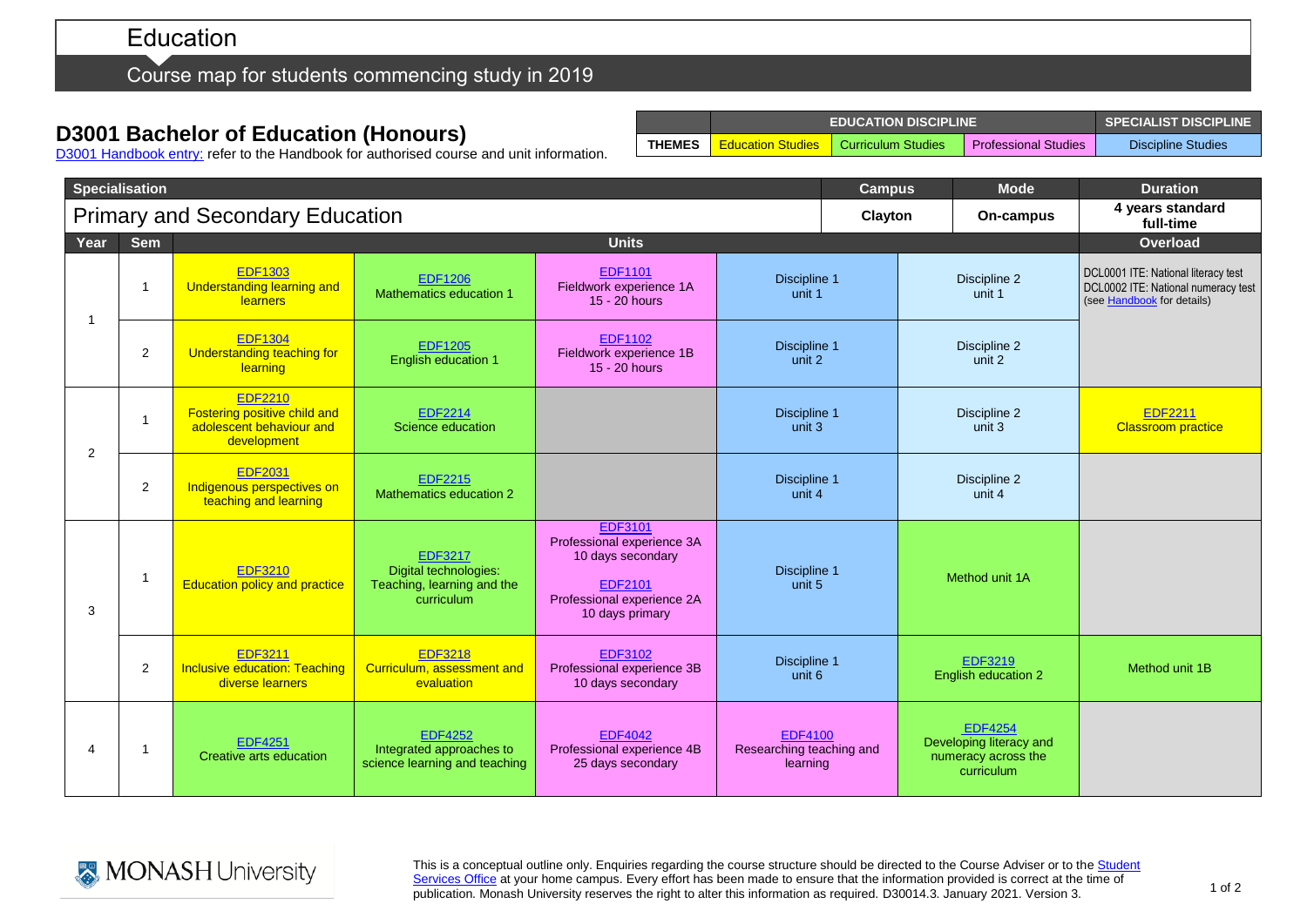# Education

## Course map for students commencing study in 2019

## D3001 Bachelor of Education (Honours)

D3001 Handbook entry: refer to the Handbook for authorised course and unit information.

| | EDUCATION DISCIPLINE | | | SPECIALIST DISCIPLINE |
|---|---|---|---|---|
| THEMES | Education Studies | Curriculum Studies | Professional Studies | Discipline Studies |

| Specialisation | | | | | | | Campus | Mode | Duration |
|---|---|---|---|---|---|---|---|---|---|
| Primary and Secondary Education | | | | | | | Clayton | On-campus | 4 years standard full-time |

| Year | Sem | Units | | | | | Overload |
|---|---|---|---|---|---|---|---|
| 1 | 1 | EDF1303 Understanding learning and learners | EDF1206 Mathematics education 1 | EDF1101 Fieldwork experience 1A 15 - 20 hours | Discipline 1 unit 1 | Discipline 2 unit 1 | DCL0001 ITE: National literacy test DCL0002 ITE: National numeracy test (see Handbook for details) |
| 1 | 2 | EDF1304 Understanding teaching for learning | EDF1205 English education 1 | EDF1102 Fieldwork experience 1B 15 - 20 hours | Discipline 1 unit 2 | Discipline 2 unit 2 | |
| 2 | 1 | EDF2210 Fostering positive child and adolescent behaviour and development | EDF2214 Science education | | Discipline 1 unit 3 | Discipline 2 unit 3 | EDF2211 Classroom practice |
| 2 | 2 | EDF2031 Indigenous perspectives on teaching and learning | EDF2215 Mathematics education 2 | | Discipline 1 unit 4 | Discipline 2 unit 4 | |
| 3 | 1 | EDF3210 Education policy and practice | EDF3217 Digital technologies: Teaching, learning and the curriculum | EDF3101 Professional experience 3A 10 days secondary; EDF2101 Professional experience 2A 10 days primary | Discipline 1 unit 5 | Method unit 1A | |
| 3 | 2 | EDF3211 Inclusive education: Teaching diverse learners | EDF3218 Curriculum, assessment and evaluation | EDF3102 Professional experience 3B 10 days secondary | Discipline 1 unit 6 | EDF3219 English education 2 | Method unit 1B |
| 4 | 1 | EDF4251 Creative arts education | EDF4252 Integrated approaches to science learning and teaching | EDF4042 Professional experience 4B 25 days secondary | EDF4100 Researching teaching and learning | EDF4254 Developing literacy and numeracy across the curriculum | |

MONASH University

This is a conceptual outline only. Enquiries regarding the course structure should be directed to the Course Adviser or to the Student Services Office at your home campus. Every effort has been made to ensure that the information provided is correct at the time of publication. Monash University reserves the right to alter this information as required. D30014.3. January 2021. Version 3.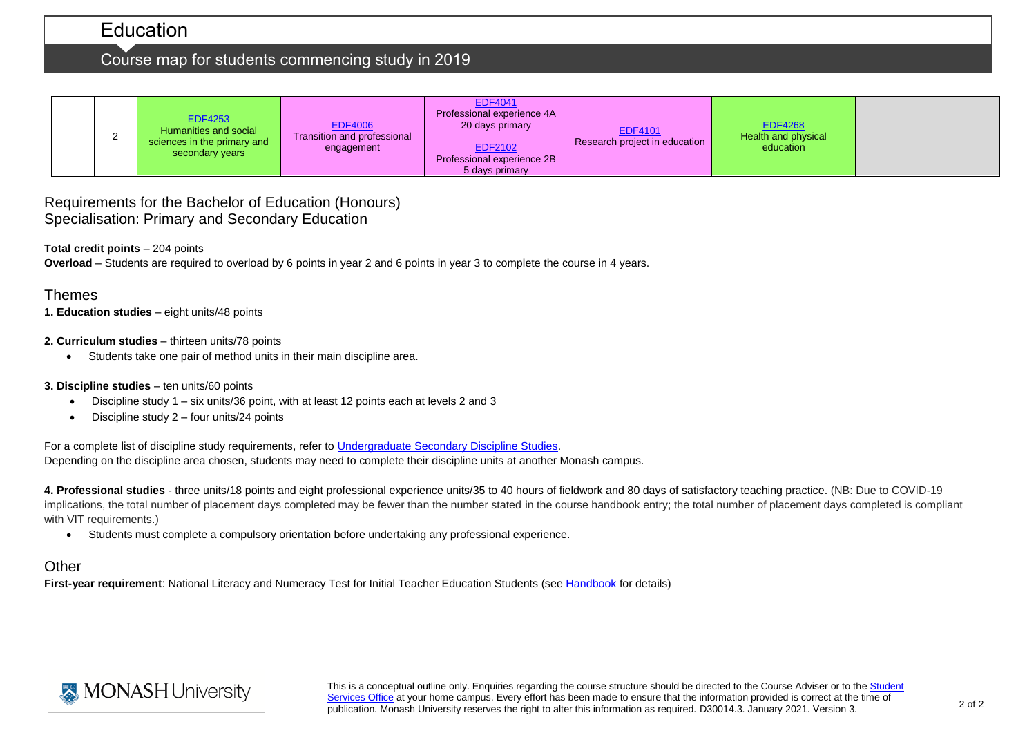# Education

## Course map for students commencing study in 2019

| | | | | | | | |
|---|---|---|---|---|---|---|---|
| | 2 | EDF4253 Humanities and social sciences in the primary and secondary years | EDF4006 Transition and professional engagement | EDF4041 Professional experience 4A 20 days primary<br><br>EDF2102 Professional experience 2B 5 days primary | EDF4101 Research project in education | EDF4268 Health and physical education | |

## Requirements for the Bachelor of Education (Honours)
## Specialisation: Primary and Secondary Education

**Total credit points** – 204 points

**Overload** – Students are required to overload by 6 points in year 2 and 6 points in year 3 to complete the course in 4 years.

## Themes

**1. Education studies** – eight units/48 points

**2. Curriculum studies** – thirteen units/78 points

- Students take one pair of method units in their main discipline area.

**3. Discipline studies** – ten units/60 points

- Discipline study 1 – six units/36 point, with at least 12 points each at levels 2 and 3
- Discipline study 2 – four units/24 points

For a complete list of discipline study requirements, refer to Undergraduate Secondary Discipline Studies.
Depending on the discipline area chosen, students may need to complete their discipline units at another Monash campus.

**4. Professional studies** - three units/18 points and eight professional experience units/35 to 40 hours of fieldwork and 80 days of satisfactory teaching practice. (NB: Due to COVID-19 implications, the total number of placement days completed may be fewer than the number stated in the course handbook entry; the total number of placement days completed is compliant with VIT requirements.)

- Students must complete a compulsory orientation before undertaking any professional experience.

## Other

**First-year requirement**: National Literacy and Numeracy Test for Initial Teacher Education Students (see Handbook for details)

MONASH University

This is a conceptual outline only. Enquiries regarding the course structure should be directed to the Course Adviser or to the Student Services Office at your home campus. Every effort has been made to ensure that the information provided is correct at the time of publication. Monash University reserves the right to alter this information as required. D30014.3. January 2021. Version 3.